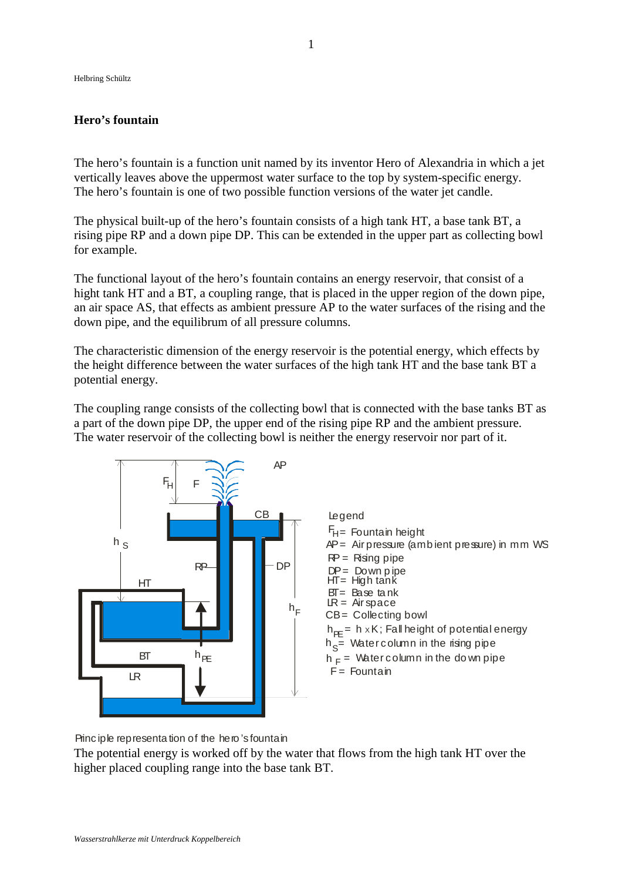Helbring Schültz

## Hero's fountain

The hero's fountain is a function unit named by its inventor Hero of Alexandria in which a jet vertically leaves above the uppermost water surface to the top by system-specific energy. The hero's fountain is one of two possible function versions of the water jet candle.

The physical built-up of the hero's fountain consists of a high tank HT, a base tank BT, a rising pipe RP and a down pipe DP. This can be extended in the upper part as collecting bowl for example.

The functional layout of the hero's fountain contains an energy reservoir, that consist of a hight tank HT and a BT, a coupling range, that is placed in the upper region of the down pipe, an air space AS, that effects as ambient pressure AP to the water surfaces of the rising and the down pipe, and the equilibrum of all pressure columns.

The characteristic dimension of the energy reservoir is the potential energy, which effects by the height difference between the water surfaces of the high tank HT and the base tank BT a potential energy.

The coupling range consists of the collecting bowl that is connected with the base tanks BT as a part of the down pipe DP, the upper end of the rising pipe RP and the ambient pressure. The water reservoir of the collecting bowl is neither the energy reservoir nor part of it.

Legend

$F_H$ = Fountain height
AP = Air pressure (ambient pressure) in mm WS
RP = Rising pipe
DP = Down pipe
HT = High tank
BT = Base tank
LR = Air space
CB = Collecting bowl
$h_{PE}$ = h x K; Fall height of potential energy
$h_S$ = Water column in the rising pipe
$h_F$ = Water column in the down pipe
F = Fountain

Principle representation of the hero's fountain

The potential energy is worked off by the water that flows from the high tank HT over the higher placed coupling range into the base tank BT.

*Wasserstrahlkerze mit Unterdruck Koppelbereich*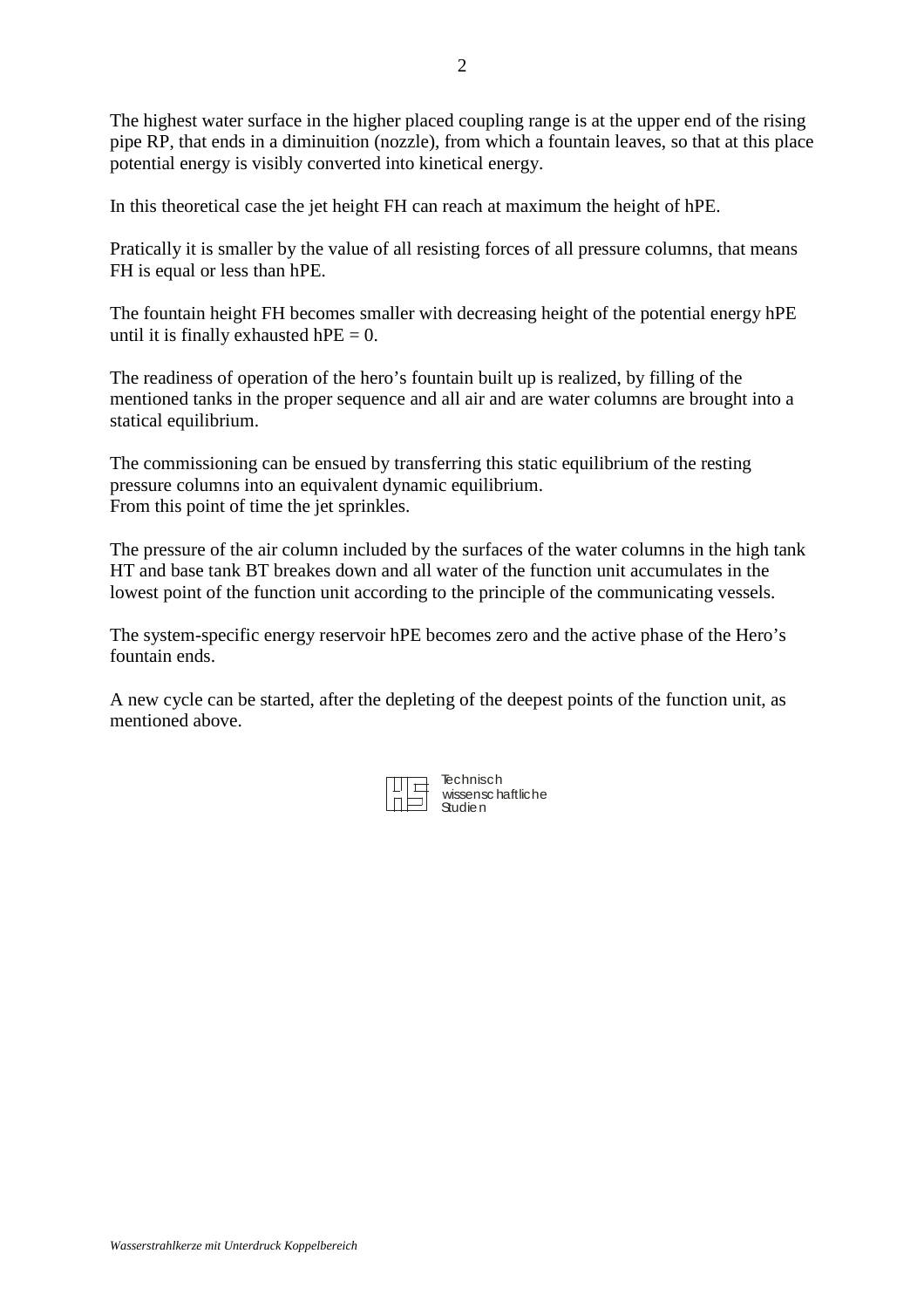The highest water surface in the higher placed coupling range is at the upper end of the rising pipe RP, that ends in a diminuition (nozzle), from which a fountain leaves, so that at this place potential energy is visibly converted into kinetical energy.

In this theoretical case the jet height FH can reach at maximum the height of hPE.

Pratically it is smaller by the value of all resisting forces of all pressure columns, that means FH is equal or less than hPE.

The fountain height FH becomes smaller with decreasing height of the potential energy hPE until it is finally exhausted hPE = 0.

The readiness of operation of the hero's fountain built up is realized, by filling of the mentioned tanks in the proper sequence and all air and are water columns are brought into a statical equilibrium.

The commissioning can be ensued by transferring this static equilibrium of the resting pressure columns into an equivalent dynamic equilibrium.
From this point of time the jet sprinkles.

The pressure of the air column included by the surfaces of the water columns in the high tank HT and base tank BT breakes down and all water of the function unit accumulates in the lowest point of the function unit according to the principle of the communicating vessels.

The system-specific energy reservoir hPE becomes zero and the active phase of the Hero's fountain ends.

A new cycle can be started, after the depleting of the deepest points of the function unit, as mentioned above.

Technisch
wissenschaftliche
Studien